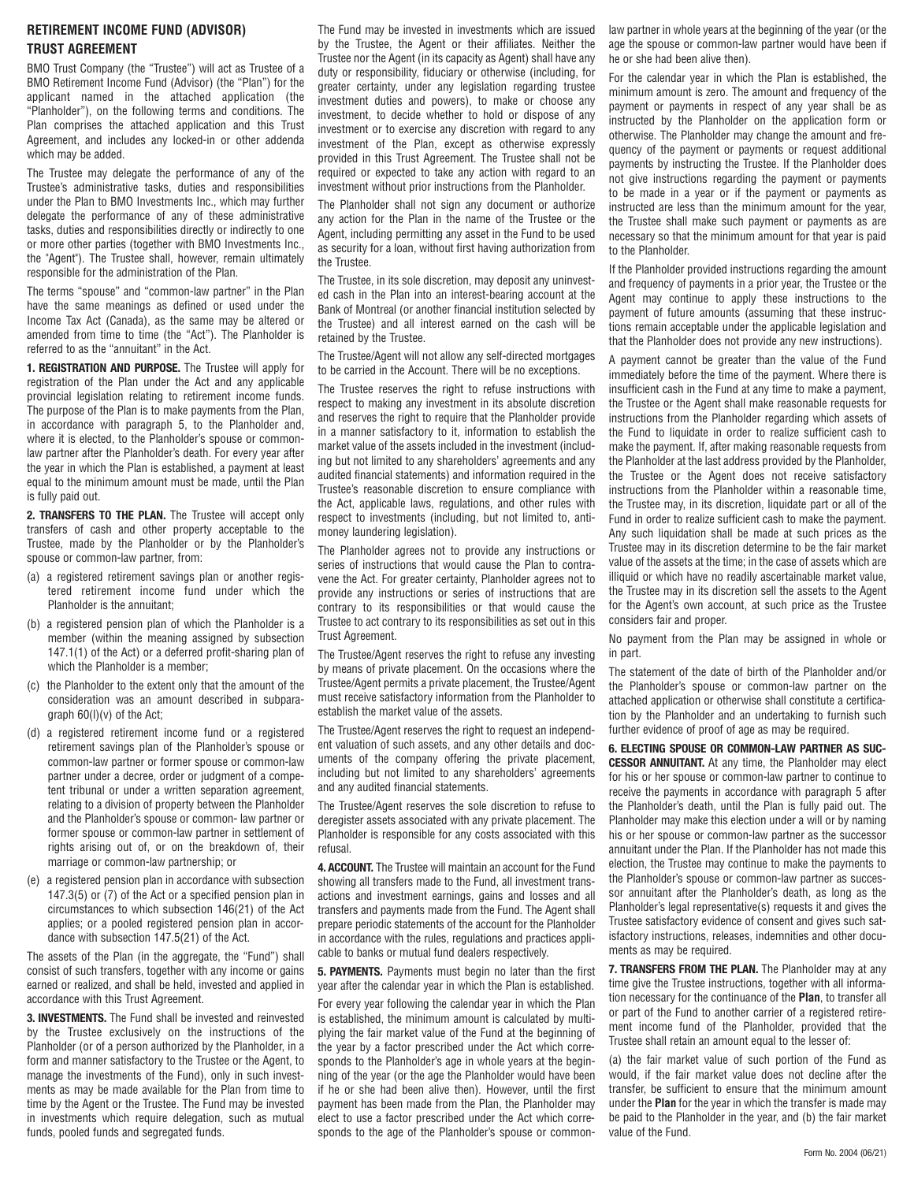# RETIREMENT INCOME FUND (ADVISOR)

## TRUST AGREEMENT

BMO Trust Company (the "Trustee") will act as Trustee of a BMO Retirement Income Fund (Advisor) (the "Plan") for the applicant named in the attached application (the "Planholder"), on the following terms and conditions. The Plan comprises the attached application and this Trust Agreement, and includes any locked-in or other addenda which may be added.

The Trustee may delegate the performance of any of the Trustee's administrative tasks, duties and responsibilities under the Plan to BMO Investments Inc., which may further delegate the performance of any of these administrative tasks, duties and responsibilities directly or indirectly to one or more other parties (together with BMO Investments Inc., the "Agent"). The Trustee shall, however, remain ultimately responsible for the administration of the Plan.

The terms "spouse" and "common-law partner" in the Plan have the same meanings as defined or used under the Income Tax Act (Canada), as the same may be altered or amended from time to time (the "Act"). The Planholder is referred to as the "annuitant" in the Act.

**1. REGISTRATION AND PURPOSE.** The Trustee will apply for registration of the Plan under the Act and any applicable provincial legislation relating to retirement income funds. The purpose of the Plan is to make payments from the Plan, in accordance with paragraph 5, to the Planholder and, where it is elected, to the Planholder's spouse or common-law partner after the Planholder's death. For every year after the year in which the Plan is established, a payment at least equal to the minimum amount must be made, until the Plan is fully paid out.

**2. TRANSFERS TO THE PLAN.** The Trustee will accept only transfers of cash and other property acceptable to the Trustee, made by the Planholder or by the Planholder's spouse or common-law partner, from:

(a) a registered retirement savings plan or another registered retirement income fund under which the Planholder is the annuitant;

(b) a registered pension plan of which the Planholder is a member (within the meaning assigned by subsection 147.1(1) of the Act) or a deferred profit-sharing plan of which the Planholder is a member;

(c) the Planholder to the extent only that the amount of the consideration was an amount described in subparagraph 60(l)(v) of the Act;

(d) a registered retirement income fund or a registered retirement savings plan of the Planholder's spouse or common-law partner or former spouse or common-law partner under a decree, order or judgment of a competent tribunal or under a written separation agreement, relating to a division of property between the Planholder and the Planholder's spouse or common- law partner or former spouse or common-law partner in settlement of rights arising out of, or on the breakdown of, their marriage or common-law partnership; or

(e) a registered pension plan in accordance with subsection 147.3(5) or (7) of the Act or a specified pension plan in circumstances to which subsection 146(21) of the Act applies; or a pooled registered pension plan in accordance with subsection 147.5(21) of the Act.

The assets of the Plan (in the aggregate, the "Fund") shall consist of such transfers, together with any income or gains earned or realized, and shall be held, invested and applied in accordance with this Trust Agreement.

**3. INVESTMENTS.** The Fund shall be invested and reinvested by the Trustee exclusively on the instructions of the Planholder (or of a person authorized by the Planholder, in a form and manner satisfactory to the Trustee or the Agent, to manage the investments of the Fund), only in such investments as may be made available for the Plan from time to time by the Agent or the Trustee. The Fund may be invested in investments which require delegation, such as mutual funds, pooled funds and segregated funds.

The Fund may be invested in investments which are issued by the Trustee, the Agent or their affiliates. Neither the Trustee nor the Agent (in its capacity as Agent) shall have any duty or responsibility, fiduciary or otherwise (including, for greater certainty, under any legislation regarding trustee investment duties and powers), to make or choose any investment, to decide whether to hold or dispose of any investment or to exercise any discretion with regard to any investment of the Plan, except as otherwise expressly provided in this Trust Agreement. The Trustee shall not be required or expected to take any action with regard to an investment without prior instructions from the Planholder.

The Planholder shall not sign any document or authorize any action for the Plan in the name of the Trustee or the Agent, including permitting any asset in the Fund to be used as security for a loan, without first having authorization from the Trustee.

The Trustee, in its sole discretion, may deposit any uninvested cash in the Plan into an interest-bearing account at the Bank of Montreal (or another financial institution selected by the Trustee) and all interest earned on the cash will be retained by the Trustee.

The Trustee/Agent will not allow any self-directed mortgages to be carried in the Account. There will be no exceptions.

The Trustee reserves the right to refuse instructions with respect to making any investment in its absolute discretion and reserves the right to require that the Planholder provide in a manner satisfactory to it, information to establish the market value of the assets included in the investment (including but not limited to any shareholders' agreements and any audited financial statements) and information required in the Trustee's reasonable discretion to ensure compliance with the Act, applicable laws, regulations, and other rules with respect to investments (including, but not limited to, anti-money laundering legislation).

The Planholder agrees not to provide any instructions or series of instructions that would cause the Plan to contravene the Act. For greater certainty, Planholder agrees not to provide any instructions or series of instructions that are contrary to its responsibilities or that would cause the Trustee to act contrary to its responsibilities as set out in this Trust Agreement.

The Trustee/Agent reserves the right to refuse any investing by means of private placement. On the occasions where the Trustee/Agent permits a private placement, the Trustee/Agent must receive satisfactory information from the Planholder to establish the market value of the assets.

The Trustee/Agent reserves the right to request an independent valuation of such assets, and any other details and documents of the company offering the private placement, including but not limited to any shareholders' agreements and any audited financial statements.

The Trustee/Agent reserves the sole discretion to refuse to deregister assets associated with any private placement. The Planholder is responsible for any costs associated with this refusal.

**4. ACCOUNT.** The Trustee will maintain an account for the Fund showing all transfers made to the Fund, all investment transactions and investment earnings, gains and losses and all transfers and payments made from the Fund. The Agent shall prepare periodic statements of the account for the Planholder in accordance with the rules, regulations and practices applicable to banks or mutual fund dealers respectively.

**5. PAYMENTS.** Payments must begin no later than the first year after the calendar year in which the Plan is established.

For every year following the calendar year in which the Plan is established, the minimum amount is calculated by multiplying the fair market value of the Fund at the beginning of the year by a factor prescribed under the Act which corresponds to the Planholder's age in whole years at the beginning of the year (or the age the Planholder would have been if he or she had been alive then). However, until the first payment has been made from the Plan, the Planholder may elect to use a factor prescribed under the Act which corresponds to the age of the Planholder's spouse or common-law partner in whole years at the beginning of the year (or the age the spouse or common-law partner would have been if he or she had been alive then).

For the calendar year in which the Plan is established, the minimum amount is zero. The amount and frequency of the payment or payments in respect of any year shall be as instructed by the Planholder on the application form or otherwise. The Planholder may change the amount and frequency of the payment or payments or request additional payments by instructing the Trustee. If the Planholder does not give instructions regarding the payment or payments to be made in a year or if the payment or payments as instructed are less than the minimum amount for the year, the Trustee shall make such payment or payments as are necessary so that the minimum amount for that year is paid to the Planholder.

If the Planholder provided instructions regarding the amount and frequency of payments in a prior year, the Trustee or the Agent may continue to apply these instructions to the payment of future amounts (assuming that these instructions remain acceptable under the applicable legislation and that the Planholder does not provide any new instructions).

A payment cannot be greater than the value of the Fund immediately before the time of the payment. Where there is insufficient cash in the Fund at any time to make a payment, the Trustee or the Agent shall make reasonable requests for instructions from the Planholder regarding which assets of the Fund to liquidate in order to realize sufficient cash to make the payment. If, after making reasonable requests from the Planholder at the last address provided by the Planholder, the Trustee or the Agent does not receive satisfactory instructions from the Planholder within a reasonable time, the Trustee may, in its discretion, liquidate part or all of the Fund in order to realize sufficient cash to make the payment. Any such liquidation shall be made at such prices as the Trustee may in its discretion determine to be the fair market value of the assets at the time; in the case of assets which are illiquid or which have no readily ascertainable market value, the Trustee may in its discretion sell the assets to the Agent for the Agent's own account, at such price as the Trustee considers fair and proper.

No payment from the Plan may be assigned in whole or in part.

The statement of the date of birth of the Planholder and/or the Planholder's spouse or common-law partner on the attached application or otherwise shall constitute a certification by the Planholder and an undertaking to furnish such further evidence of proof of age as may be required.

**6. ELECTING SPOUSE OR COMMON-LAW PARTNER AS SUCCESSOR ANNUITANT.** At any time, the Planholder may elect for his or her spouse or common-law partner to continue to receive the payments in accordance with paragraph 5 after the Planholder's death, until the Plan is fully paid out. The Planholder may make this election under a will or by naming his or her spouse or common-law partner as the successor annuitant under the Plan. If the Planholder has not made this election, the Trustee may continue to make the payments to the Planholder's spouse or common-law partner as successor annuitant after the Planholder's death, as long as the Planholder's legal representative(s) requests it and gives the Trustee satisfactory evidence of consent and gives such satisfactory instructions, releases, indemnities and other documents as may be required.

**7. TRANSFERS FROM THE PLAN.** The Planholder may at any time give the Trustee instructions, together with all information necessary for the continuance of the **Plan**, to transfer all or part of the Fund to another carrier of a registered retirement income fund of the Planholder, provided that the Trustee shall retain an amount equal to the lesser of:

(a) the fair market value of such portion of the Fund as would, if the fair market value does not decline after the transfer, be sufficient to ensure that the minimum amount under the **Plan** for the year in which the transfer is made may be paid to the Planholder in the year, and (b) the fair market value of the Fund.

Form No. 2004 (06/21)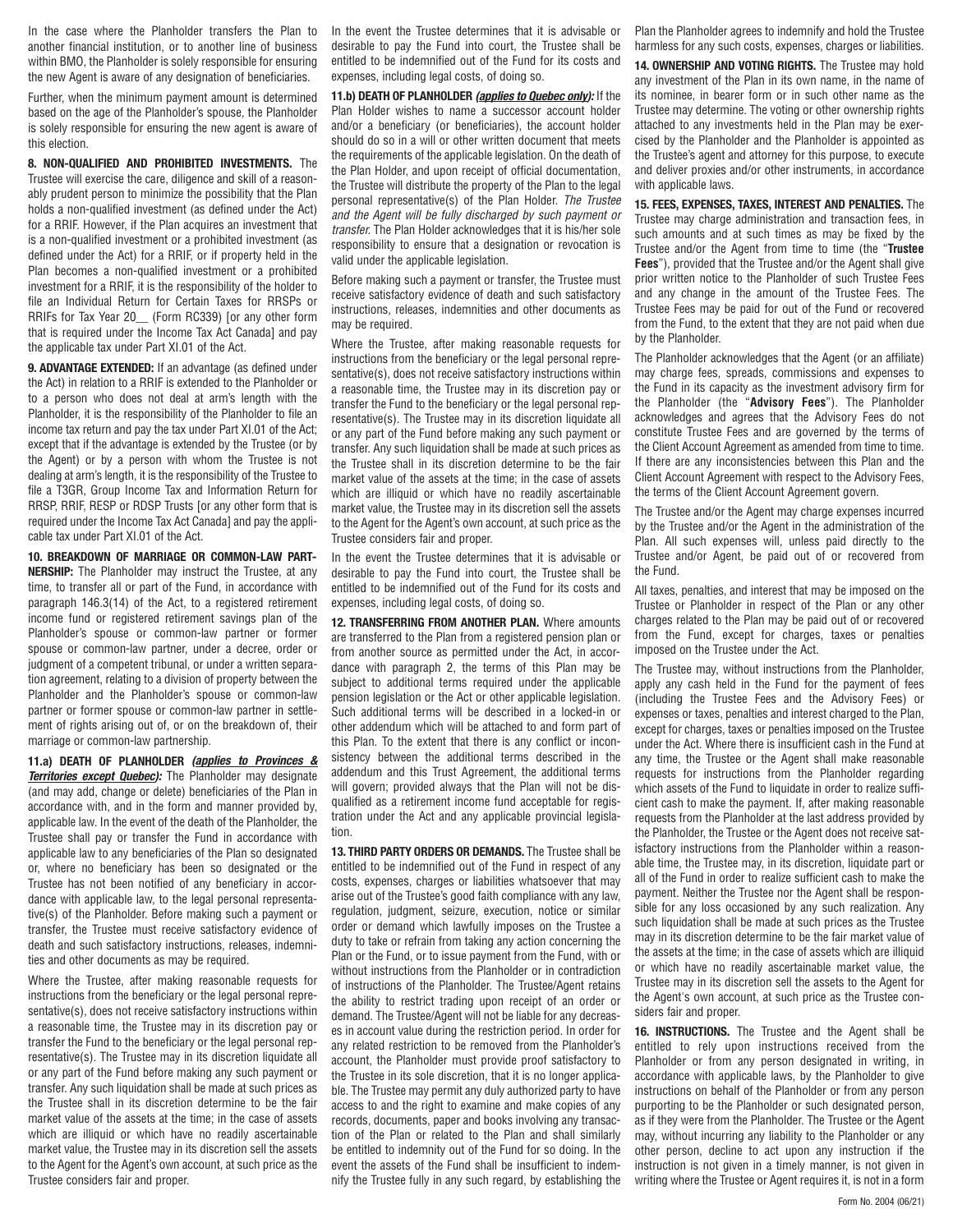In the case where the Planholder transfers the Plan to another financial institution, or to another line of business within BMO, the Planholder is solely responsible for ensuring the new Agent is aware of any designation of beneficiaries.

Further, when the minimum payment amount is determined based on the age of the Planholder's spouse, the Planholder is solely responsible for ensuring the new agent is aware of this election.

**8. NON-QUALIFIED AND PROHIBITED INVESTMENTS.** The Trustee will exercise the care, diligence and skill of a reasonably prudent person to minimize the possibility that the Plan holds a non-qualified investment (as defined under the Act) for a RRIF. However, if the Plan acquires an investment that is a non-qualified investment or a prohibited investment (as defined under the Act) for a RRIF, or if property held in the Plan becomes a non-qualified investment or a prohibited investment for a RRIF, it is the responsibility of the holder to file an Individual Return for Certain Taxes for RRSPs or RRIFs for Tax Year 20__ (Form RC339) [or any other form that is required under the Income Tax Act Canada] and pay the applicable tax under Part XI.01 of the Act.

**9. ADVANTAGE EXTENDED:** If an advantage (as defined under the Act) in relation to a RRIF is extended to the Planholder or to a person who does not deal at arm's length with the Planholder, it is the responsibility of the Planholder to file an income tax return and pay the tax under Part XI.01 of the Act; except that if the advantage is extended by the Trustee (or by the Agent) or by a person with whom the Trustee is not dealing at arm's length, it is the responsibility of the Trustee to file a T3GR, Group Income Tax and Information Return for RRSP, RRIF, RESP or RDSP Trusts [or any other form that is required under the Income Tax Act Canada] and pay the applicable tax under Part XI.01 of the Act.

**10. BREAKDOWN OF MARRIAGE OR COMMON-LAW PARTNERSHIP:** The Planholder may instruct the Trustee, at any time, to transfer all or part of the Fund, in accordance with paragraph 146.3(14) of the Act, to a registered retirement income fund or registered retirement savings plan of the Planholder's spouse or common-law partner or former spouse or common-law partner, under a decree, order or judgment of a competent tribunal, or under a written separation agreement, relating to a division of property between the Planholder and the Planholder's spouse or common-law partner or former spouse or common-law partner in settlement of rights arising out of, or on the breakdown of, their marriage or common-law partnership.

**11.a) DEATH OF PLANHOLDER *(applies to Provinces & Territories except Quebec)*:** The Planholder may designate (and may add, change or delete) beneficiaries of the Plan in accordance with, and in the form and manner provided by, applicable law. In the event of the death of the Planholder, the Trustee shall pay or transfer the Fund in accordance with applicable law to any beneficiaries of the Plan so designated or, where no beneficiary has been so designated or the Trustee has not been notified of any beneficiary in accordance with applicable law, to the legal personal representative(s) of the Planholder. Before making such a payment or transfer, the Trustee must receive satisfactory evidence of death and such satisfactory instructions, releases, indemnities and other documents as may be required.

Where the Trustee, after making reasonable requests for instructions from the beneficiary or the legal personal representative(s), does not receive satisfactory instructions within a reasonable time, the Trustee may in its discretion pay or transfer the Fund to the beneficiary or the legal personal representative(s). The Trustee may in its discretion liquidate all or any part of the Fund before making any such payment or transfer. Any such liquidation shall be made at such prices as the Trustee shall in its discretion determine to be the fair market value of the assets at the time; in the case of assets which are illiquid or which have no readily ascertainable market value, the Trustee may in its discretion sell the assets to the Agent for the Agent's own account, at such price as the Trustee considers fair and proper.

In the event the Trustee determines that it is advisable or desirable to pay the Fund into court, the Trustee shall be entitled to be indemnified out of the Fund for its costs and expenses, including legal costs, of doing so.

**11.b) DEATH OF PLANHOLDER *(applies to Quebec only)*:** If the Plan Holder wishes to name a successor account holder and/or a beneficiary (or beneficiaries), the account holder should do so in a will or other written document that meets the requirements of the applicable legislation. On the death of the Plan Holder, and upon receipt of official documentation, the Trustee will distribute the property of the Plan to the legal personal representative(s) of the Plan Holder. *The Trustee and the Agent will be fully discharged by such payment or transfer.* The Plan Holder acknowledges that it is his/her sole responsibility to ensure that a designation or revocation is valid under the applicable legislation.

Before making such a payment or transfer, the Trustee must receive satisfactory evidence of death and such satisfactory instructions, releases, indemnities and other documents as may be required.

Where the Trustee, after making reasonable requests for instructions from the beneficiary or the legal personal representative(s), does not receive satisfactory instructions within a reasonable time, the Trustee may in its discretion pay or transfer the Fund to the beneficiary or the legal personal representative(s). The Trustee may in its discretion liquidate all or any part of the Fund before making any such payment or transfer. Any such liquidation shall be made at such prices as the Trustee shall in its discretion determine to be the fair market value of the assets at the time; in the case of assets which are illiquid or which have no readily ascertainable market value, the Trustee may in its discretion sell the assets to the Agent for the Agent's own account, at such price as the Trustee considers fair and proper.

In the event the Trustee determines that it is advisable or desirable to pay the Fund into court, the Trustee shall be entitled to be indemnified out of the Fund for its costs and expenses, including legal costs, of doing so.

**12. TRANSFERRING FROM ANOTHER PLAN.** Where amounts are transferred to the Plan from a registered pension plan or from another source as permitted under the Act, in accordance with paragraph 2, the terms of this Plan may be subject to additional terms required under the applicable pension legislation or the Act or other applicable legislation. Such additional terms will be described in a locked-in or other addendum which will be attached to and form part of this Plan. To the extent that there is any conflict or inconsistency between the additional terms described in the addendum and this Trust Agreement, the additional terms will govern; provided always that the Plan will not be disqualified as a retirement income fund acceptable for registration under the Act and any applicable provincial legislation.

**13. THIRD PARTY ORDERS OR DEMANDS.** The Trustee shall be entitled to be indemnified out of the Fund in respect of any costs, expenses, charges or liabilities whatsoever that may arise out of the Trustee's good faith compliance with any law, regulation, judgment, seizure, execution, notice or similar order or demand which lawfully imposes on the Trustee a duty to take or refrain from taking any action concerning the Plan or the Fund, or to issue payment from the Fund, with or without instructions from the Planholder or in contradiction of instructions of the Planholder. The Trustee/Agent retains the ability to restrict trading upon receipt of an order or demand. The Trustee/Agent will not be liable for any decreases in account value during the restriction period. In order for any related restriction to be removed from the Planholder's account, the Planholder must provide proof satisfactory to the Trustee in its sole discretion, that it is no longer applicable. The Trustee may permit any duly authorized party to have access to and the right to examine and make copies of any records, documents, paper and books involving any transaction of the Plan or related to the Plan and shall similarly be entitled to indemnity out of the Fund for so doing. In the event the assets of the Fund shall be insufficient to indemnify the Trustee fully in any such regard, by establishing the Plan the Planholder agrees to indemnify and hold the Trustee harmless for any such costs, expenses, charges or liabilities.

**14. OWNERSHIP AND VOTING RIGHTS.** The Trustee may hold any investment of the Plan in its own name, in the name of its nominee, in bearer form or in such other name as the Trustee may determine. The voting or other ownership rights attached to any investments held in the Plan may be exercised by the Planholder and the Planholder is appointed as the Trustee's agent and attorney for this purpose, to execute and deliver proxies and/or other instruments, in accordance with applicable laws.

**15. FEES, EXPENSES, TAXES, INTEREST AND PENALTIES.** The Trustee may charge administration and transaction fees, in such amounts and at such times as may be fixed by the Trustee and/or the Agent from time to time (the "**Trustee Fees**"), provided that the Trustee and/or the Agent shall give prior written notice to the Planholder of such Trustee Fees and any change in the amount of the Trustee Fees. The Trustee Fees may be paid for out of the Fund or recovered from the Fund, to the extent that they are not paid when due by the Planholder.

The Planholder acknowledges that the Agent (or an affiliate) may charge fees, spreads, commissions and expenses to the Fund in its capacity as the investment advisory firm for the Planholder (the "**Advisory Fees**"). The Planholder acknowledges and agrees that the Advisory Fees do not constitute Trustee Fees and are governed by the terms of the Client Account Agreement as amended from time to time. If there are any inconsistencies between this Plan and the Client Account Agreement with respect to the Advisory Fees, the terms of the Client Account Agreement govern.

The Trustee and/or the Agent may charge expenses incurred by the Trustee and/or the Agent in the administration of the Plan. All such expenses will, unless paid directly to the Trustee and/or Agent, be paid out of or recovered from the Fund.

All taxes, penalties, and interest that may be imposed on the Trustee or Planholder in respect of the Plan or any other charges related to the Plan may be paid out of or recovered from the Fund, except for charges, taxes or penalties imposed on the Trustee under the Act.

The Trustee may, without instructions from the Planholder, apply any cash held in the Fund for the payment of fees (including the Trustee Fees and the Advisory Fees) or expenses or taxes, penalties and interest charged to the Plan, except for charges, taxes or penalties imposed on the Trustee under the Act. Where there is insufficient cash in the Fund at any time, the Trustee or the Agent shall make reasonable requests for instructions from the Planholder regarding which assets of the Fund to liquidate in order to realize sufficient cash to make the payment. If, after making reasonable requests from the Planholder at the last address provided by the Planholder, the Trustee or the Agent does not receive satisfactory instructions from the Planholder within a reasonable time, the Trustee may, in its discretion, liquidate part or all of the Fund in order to realize sufficient cash to make the payment. Neither the Trustee nor the Agent shall be responsible for any loss occasioned by any such realization. Any such liquidation shall be made at such prices as the Trustee may in its discretion determine to be the fair market value of the assets at the time; in the case of assets which are illiquid or which have no readily ascertainable market value, the Trustee may in its discretion sell the assets to the Agent for the Agent's own account, at such price as the Trustee considers fair and proper.

**16. INSTRUCTIONS.** The Trustee and the Agent shall be entitled to rely upon instructions received from the Planholder or from any person designated in writing, in accordance with applicable laws, by the Planholder to give instructions on behalf of the Planholder or from any person purporting to be the Planholder or such designated person, as if they were from the Planholder. The Trustee or the Agent may, without incurring any liability to the Planholder or any other person, decline to act upon any instruction if the instruction is not given in a timely manner, is not given in writing where the Trustee or Agent requires it, is not in a form

Form No. 2004 (06/21)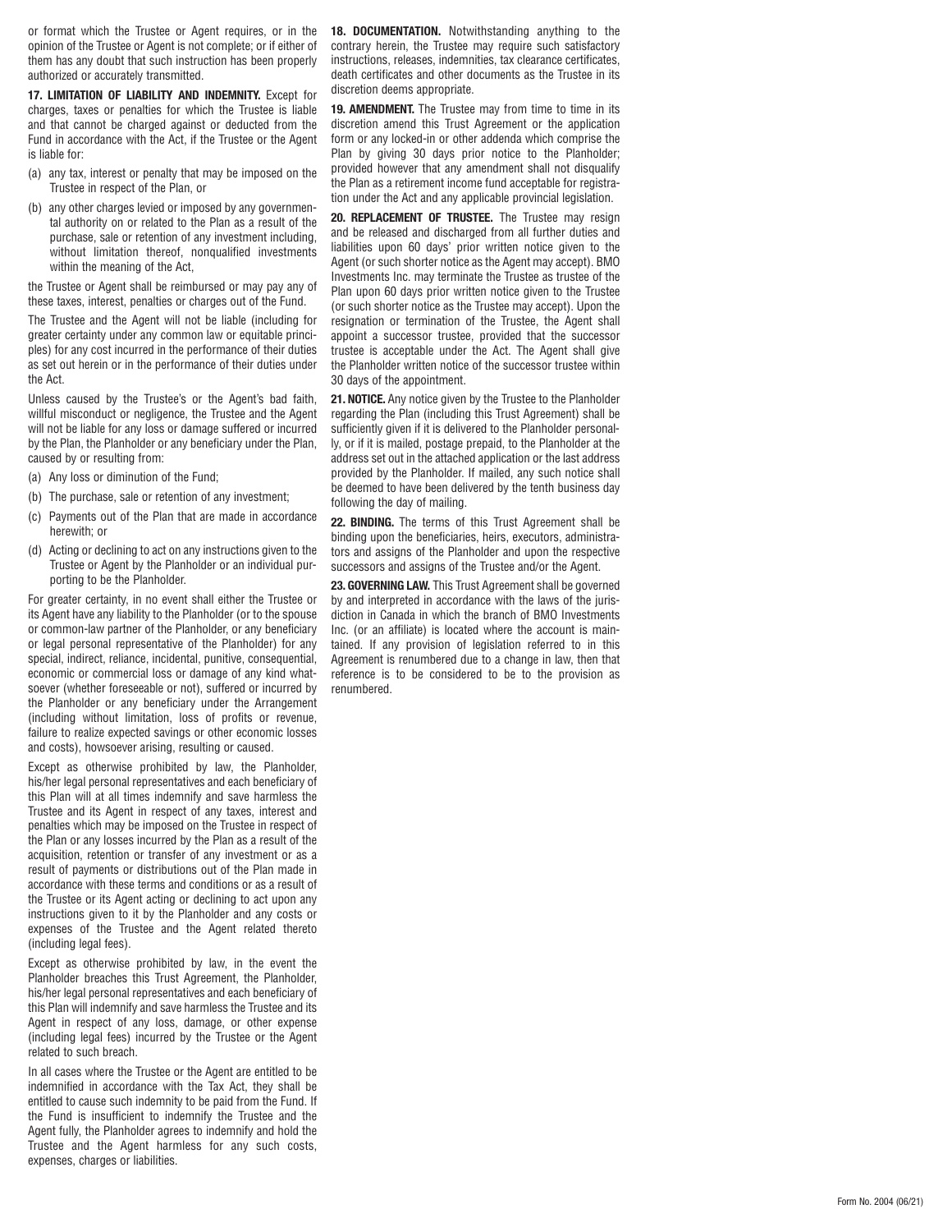or format which the Trustee or Agent requires, or in the opinion of the Trustee or Agent is not complete; or if either of them has any doubt that such instruction has been properly authorized or accurately transmitted.

**17. LIMITATION OF LIABILITY AND INDEMNITY.** Except for charges, taxes or penalties for which the Trustee is liable and that cannot be charged against or deducted from the Fund in accordance with the Act, if the Trustee or the Agent is liable for:

(a) any tax, interest or penalty that may be imposed on the Trustee in respect of the Plan, or

(b) any other charges levied or imposed by any governmental authority on or related to the Plan as a result of the purchase, sale or retention of any investment including, without limitation thereof, nonqualified investments within the meaning of the Act,

the Trustee or Agent shall be reimbursed or may pay any of these taxes, interest, penalties or charges out of the Fund.

The Trustee and the Agent will not be liable (including for greater certainty under any common law or equitable principles) for any cost incurred in the performance of their duties as set out herein or in the performance of their duties under the Act.

Unless caused by the Trustee's or the Agent's bad faith, willful misconduct or negligence, the Trustee and the Agent will not be liable for any loss or damage suffered or incurred by the Plan, the Planholder or any beneficiary under the Plan, caused by or resulting from:

(a) Any loss or diminution of the Fund;

(b) The purchase, sale or retention of any investment;

(c) Payments out of the Plan that are made in accordance herewith; or

(d) Acting or declining to act on any instructions given to the Trustee or Agent by the Planholder or an individual purporting to be the Planholder.

For greater certainty, in no event shall either the Trustee or its Agent have any liability to the Planholder (or to the spouse or common-law partner of the Planholder, or any beneficiary or legal personal representative of the Planholder) for any special, indirect, reliance, incidental, punitive, consequential, economic or commercial loss or damage of any kind whatsoever (whether foreseeable or not), suffered or incurred by the Planholder or any beneficiary under the Arrangement (including without limitation, loss of profits or revenue, failure to realize expected savings or other economic losses and costs), howsoever arising, resulting or caused.

Except as otherwise prohibited by law, the Planholder, his/her legal personal representatives and each beneficiary of this Plan will at all times indemnify and save harmless the Trustee and its Agent in respect of any taxes, interest and penalties which may be imposed on the Trustee in respect of the Plan or any losses incurred by the Plan as a result of the acquisition, retention or transfer of any investment or as a result of payments or distributions out of the Plan made in accordance with these terms and conditions or as a result of the Trustee or its Agent acting or declining to act upon any instructions given to it by the Planholder and any costs or expenses of the Trustee and the Agent related thereto (including legal fees).

Except as otherwise prohibited by law, in the event the Planholder breaches this Trust Agreement, the Planholder, his/her legal personal representatives and each beneficiary of this Plan will indemnify and save harmless the Trustee and its Agent in respect of any loss, damage, or other expense (including legal fees) incurred by the Trustee or the Agent related to such breach.

In all cases where the Trustee or the Agent are entitled to be indemnified in accordance with the Tax Act, they shall be entitled to cause such indemnity to be paid from the Fund. If the Fund is insufficient to indemnify the Trustee and the Agent fully, the Planholder agrees to indemnify and hold the Trustee and the Agent harmless for any such costs, expenses, charges or liabilities.

**18. DOCUMENTATION.** Notwithstanding anything to the contrary herein, the Trustee may require such satisfactory instructions, releases, indemnities, tax clearance certificates, death certificates and other documents as the Trustee in its discretion deems appropriate.

**19. AMENDMENT.** The Trustee may from time to time in its discretion amend this Trust Agreement or the application form or any locked-in or other addenda which comprise the Plan by giving 30 days prior notice to the Planholder; provided however that any amendment shall not disqualify the Plan as a retirement income fund acceptable for registration under the Act and any applicable provincial legislation.

**20. REPLACEMENT OF TRUSTEE.** The Trustee may resign and be released and discharged from all further duties and liabilities upon 60 days' prior written notice given to the Agent (or such shorter notice as the Agent may accept). BMO Investments Inc. may terminate the Trustee as trustee of the Plan upon 60 days prior written notice given to the Trustee (or such shorter notice as the Trustee may accept). Upon the resignation or termination of the Trustee, the Agent shall appoint a successor trustee, provided that the successor trustee is acceptable under the Act. The Agent shall give the Planholder written notice of the successor trustee within 30 days of the appointment.

**21. NOTICE.** Any notice given by the Trustee to the Planholder regarding the Plan (including this Trust Agreement) shall be sufficiently given if it is delivered to the Planholder personally, or if it is mailed, postage prepaid, to the Planholder at the address set out in the attached application or the last address provided by the Planholder. If mailed, any such notice shall be deemed to have been delivered by the tenth business day following the day of mailing.

**22. BINDING.** The terms of this Trust Agreement shall be binding upon the beneficiaries, heirs, executors, administrators and assigns of the Planholder and upon the respective successors and assigns of the Trustee and/or the Agent.

**23. GOVERNING LAW.** This Trust Agreement shall be governed by and interpreted in accordance with the laws of the jurisdiction in Canada in which the branch of BMO Investments Inc. (or an affiliate) is located where the account is maintained. If any provision of legislation referred to in this Agreement is renumbered due to a change in law, then that reference is to be considered to be to the provision as renumbered.

Form No. 2004 (06/21)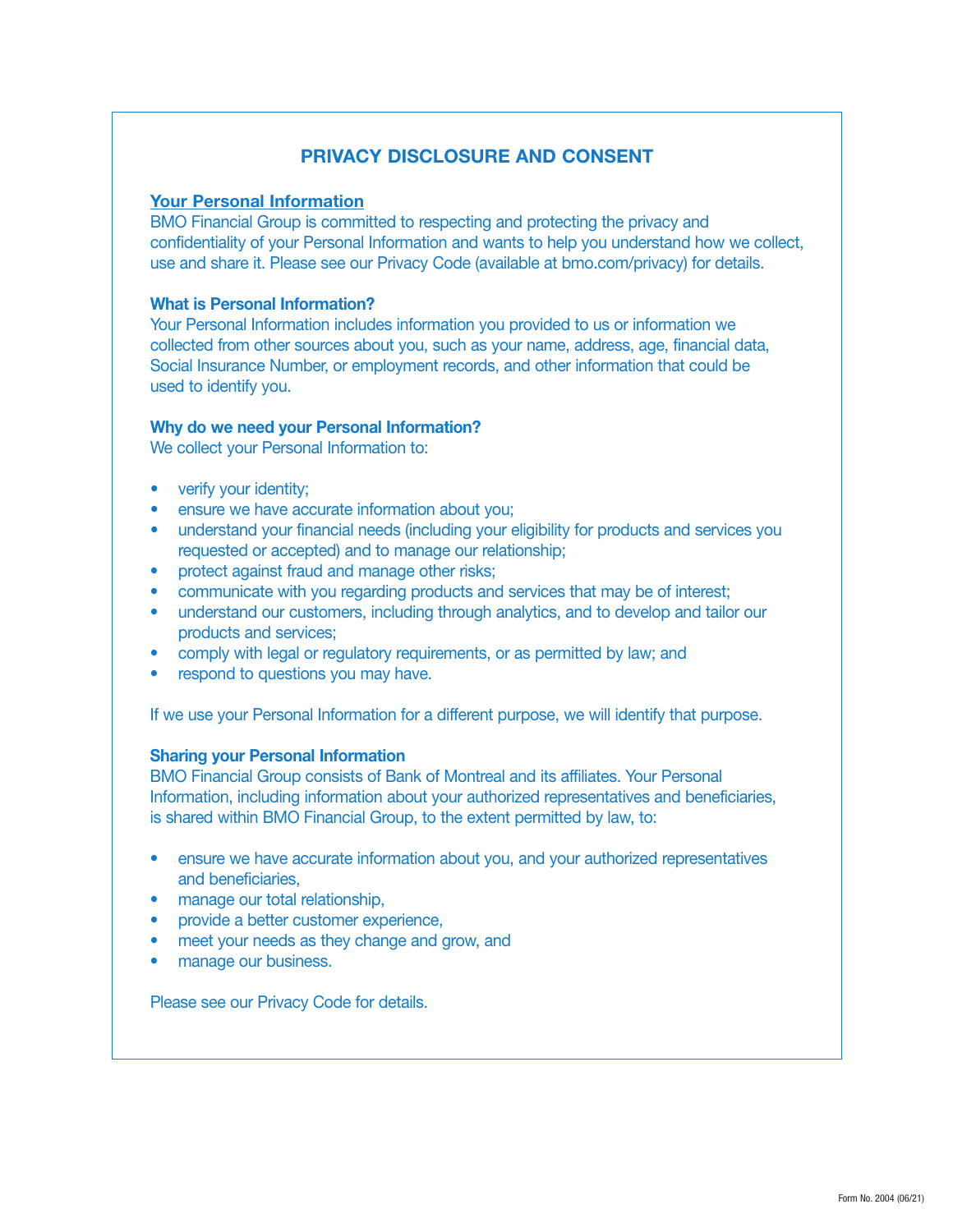# PRIVACY DISCLOSURE AND CONSENT

## Your Personal Information

BMO Financial Group is committed to respecting and protecting the privacy and confidentiality of your Personal Information and wants to help you understand how we collect, use and share it. Please see our Privacy Code (available at bmo.com/privacy) for details.

### What is Personal Information?

Your Personal Information includes information you provided to us or information we collected from other sources about you, such as your name, address, age, financial data, Social Insurance Number, or employment records, and other information that could be used to identify you.

### Why do we need your Personal Information?

We collect your Personal Information to:

- verify your identity;
- ensure we have accurate information about you;
- understand your financial needs (including your eligibility for products and services you requested or accepted) and to manage our relationship;
- protect against fraud and manage other risks;
- communicate with you regarding products and services that may be of interest;
- understand our customers, including through analytics, and to develop and tailor our products and services;
- comply with legal or regulatory requirements, or as permitted by law; and
- respond to questions you may have.

If we use your Personal Information for a different purpose, we will identify that purpose.

### Sharing your Personal Information

BMO Financial Group consists of Bank of Montreal and its affiliates. Your Personal Information, including information about your authorized representatives and beneficiaries, is shared within BMO Financial Group, to the extent permitted by law, to:

- ensure we have accurate information about you, and your authorized representatives and beneficiaries,
- manage our total relationship,
- provide a better customer experience,
- meet your needs as they change and grow, and
- manage our business.

Please see our Privacy Code for details.

Form No. 2004 (06/21)